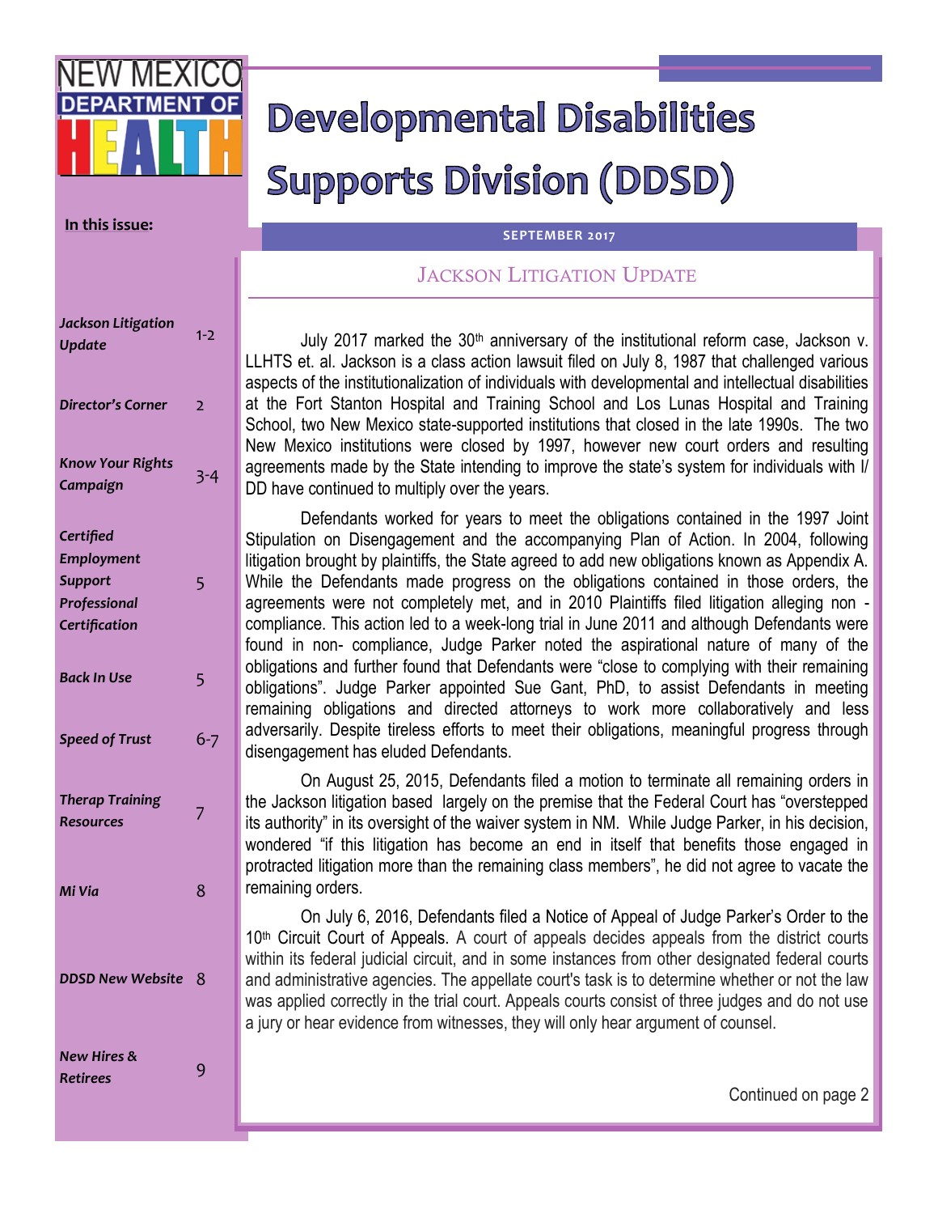NEW MEXICO DEPARTMENT OF HEALTH

# Developmental Disabilities Supports Division (DDSD)

**SEPTEMBER 2017**

**In this issue:**

| | |
|---|---|
| ***Jackson Litigation Update*** | 1-2 |
| ***Director's Corner*** | 2 |
| ***Know Your Rights Campaign*** | 3-4 |
| ***Certified Employment Support Professional Certification*** | 5 |
| ***Back In Use*** | 5 |
| ***Speed of Trust*** | 6-7 |
| ***Therap Training Resources*** | 7 |
| ***Mi Via*** | 8 |
| ***DDSD New Website*** | 8 |
| ***New Hires & Retirees*** | 9 |

## Jackson Litigation Update

July 2017 marked the 30th anniversary of the institutional reform case, Jackson v. LLHTS et. al. Jackson is a class action lawsuit filed on July 8, 1987 that challenged various aspects of the institutionalization of individuals with developmental and intellectual disabilities at the Fort Stanton Hospital and Training School and Los Lunas Hospital and Training School, two New Mexico state-supported institutions that closed in the late 1990s. The two New Mexico institutions were closed by 1997, however new court orders and resulting agreements made by the State intending to improve the state's system for individuals with I/DD have continued to multiply over the years.

Defendants worked for years to meet the obligations contained in the 1997 Joint Stipulation on Disengagement and the accompanying Plan of Action. In 2004, following litigation brought by plaintiffs, the State agreed to add new obligations known as Appendix A. While the Defendants made progress on the obligations contained in those orders, the agreements were not completely met, and in 2010 Plaintiffs filed litigation alleging non - compliance. This action led to a week-long trial in June 2011 and although Defendants were found in non- compliance, Judge Parker noted the aspirational nature of many of the obligations and further found that Defendants were "close to complying with their remaining obligations". Judge Parker appointed Sue Gant, PhD, to assist Defendants in meeting remaining obligations and directed attorneys to work more collaboratively and less adversarily. Despite tireless efforts to meet their obligations, meaningful progress through disengagement has eluded Defendants.

On August 25, 2015, Defendants filed a motion to terminate all remaining orders in the Jackson litigation based largely on the premise that the Federal Court has "overstepped its authority" in its oversight of the waiver system in NM. While Judge Parker, in his decision, wondered "if this litigation has become an end in itself that benefits those engaged in protracted litigation more than the remaining class members", he did not agree to vacate the remaining orders.

On July 6, 2016, Defendants filed a Notice of Appeal of Judge Parker's Order to the 10th Circuit Court of Appeals. A court of appeals decides appeals from the district courts within its federal judicial circuit, and in some instances from other designated federal courts and administrative agencies. The appellate court's task is to determine whether or not the law was applied correctly in the trial court. Appeals courts consist of three judges and do not use a jury or hear evidence from witnesses, they will only hear argument of counsel.

Continued on page 2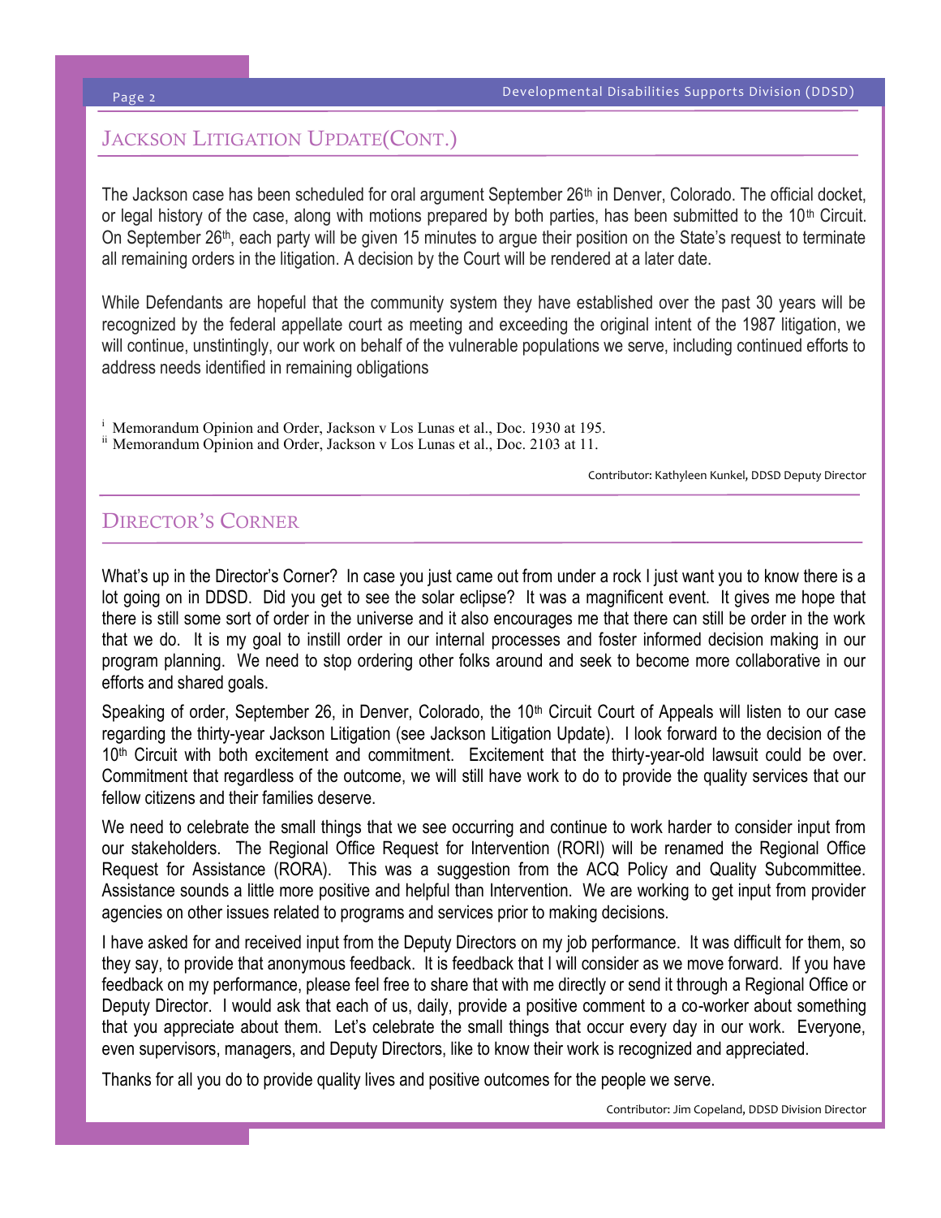## Jackson Litigation Update(Cont.)

The Jackson case has been scheduled for oral argument September 26th in Denver, Colorado. The official docket, or legal history of the case, along with motions prepared by both parties, has been submitted to the 10th Circuit. On September 26th, each party will be given 15 minutes to argue their position on the State's request to terminate all remaining orders in the litigation. A decision by the Court will be rendered at a later date.

While Defendants are hopeful that the community system they have established over the past 30 years will be recognized by the federal appellate court as meeting and exceeding the original intent of the 1987 litigation, we will continue, unstintingly, our work on behalf of the vulnerable populations we serve, including continued efforts to address needs identified in remaining obligations

[i] Memorandum Opinion and Order, Jackson v Los Lunas et al., Doc. 1930 at 195.
[ii] Memorandum Opinion and Order, Jackson v Los Lunas et al., Doc. 2103 at 11.

Contributor: Kathyleen Kunkel, DDSD Deputy Director

## Director's Corner

What's up in the Director's Corner? In case you just came out from under a rock I just want you to know there is a lot going on in DDSD. Did you get to see the solar eclipse? It was a magnificent event. It gives me hope that there is still some sort of order in the universe and it also encourages me that there can still be order in the work that we do. It is my goal to instill order in our internal processes and foster informed decision making in our program planning. We need to stop ordering other folks around and seek to become more collaborative in our efforts and shared goals.

Speaking of order, September 26, in Denver, Colorado, the 10th Circuit Court of Appeals will listen to our case regarding the thirty-year Jackson Litigation (see Jackson Litigation Update). I look forward to the decision of the 10th Circuit with both excitement and commitment. Excitement that the thirty-year-old lawsuit could be over. Commitment that regardless of the outcome, we will still have work to do to provide the quality services that our fellow citizens and their families deserve.

We need to celebrate the small things that we see occurring and continue to work harder to consider input from our stakeholders. The Regional Office Request for Intervention (RORI) will be renamed the Regional Office Request for Assistance (RORA). This was a suggestion from the ACQ Policy and Quality Subcommittee. Assistance sounds a little more positive and helpful than Intervention. We are working to get input from provider agencies on other issues related to programs and services prior to making decisions.

I have asked for and received input from the Deputy Directors on my job performance. It was difficult for them, so they say, to provide that anonymous feedback. It is feedback that I will consider as we move forward. If you have feedback on my performance, please feel free to share that with me directly or send it through a Regional Office or Deputy Director. I would ask that each of us, daily, provide a positive comment to a co-worker about something that you appreciate about them. Let's celebrate the small things that occur every day in our work. Everyone, even supervisors, managers, and Deputy Directors, like to know their work is recognized and appreciated.

Thanks for all you do to provide quality lives and positive outcomes for the people we serve.

Contributor: Jim Copeland, DDSD Division Director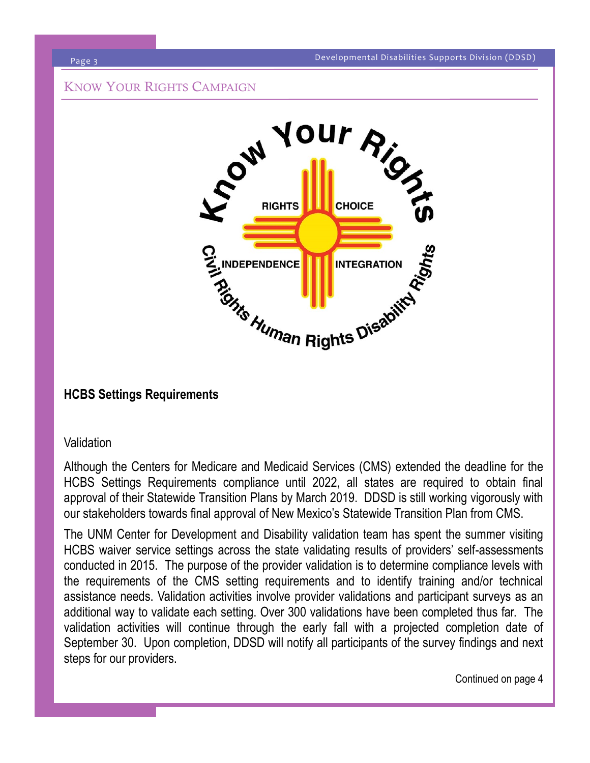## Know Your Rights Campaign

Know Your Rights

RIGHTS CHOICE INDEPENDENCE INTEGRATION

Civil Rights Human Rights Disability Rights

### HCBS Settings Requirements

Validation

Although the Centers for Medicare and Medicaid Services (CMS) extended the deadline for the HCBS Settings Requirements compliance until 2022, all states are required to obtain final approval of their Statewide Transition Plans by March 2019. DDSD is still working vigorously with our stakeholders towards final approval of New Mexico's Statewide Transition Plan from CMS.

The UNM Center for Development and Disability validation team has spent the summer visiting HCBS waiver service settings across the state validating results of providers' self-assessments conducted in 2015. The purpose of the provider validation is to determine compliance levels with the requirements of the CMS setting requirements and to identify training and/or technical assistance needs. Validation activities involve provider validations and participant surveys as an additional way to validate each setting. Over 300 validations have been completed thus far. The validation activities will continue through the early fall with a projected completion date of September 30. Upon completion, DDSD will notify all participants of the survey findings and next steps for our providers.

Continued on page 4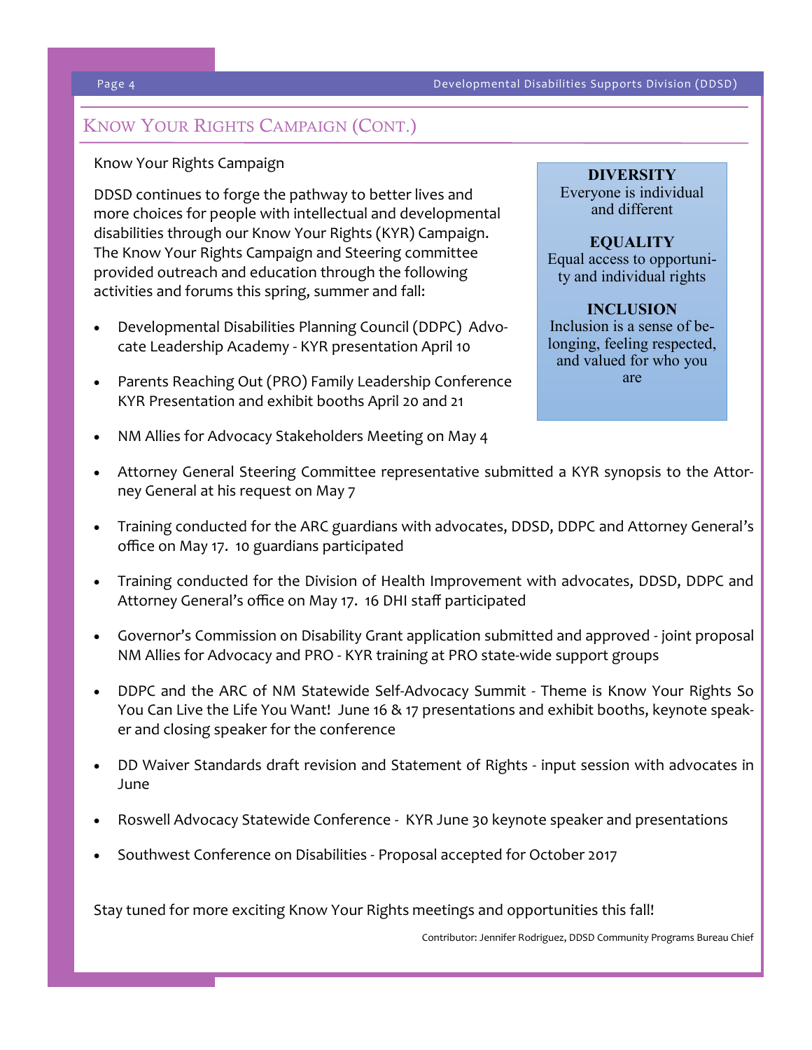## Know Your Rights Campaign (Cont.)

Know Your Rights Campaign

DDSD continues to forge the pathway to better lives and more choices for people with intellectual and developmental disabilities through our Know Your Rights (KYR) Campaign. The Know Your Rights Campaign and Steering committee provided outreach and education through the following activities and forums this spring, summer and fall:

**DIVERSITY**
Everyone is individual and different

**EQUALITY**
Equal access to opportunity and individual rights

**INCLUSION**
Inclusion is a sense of belonging, feeling respected, and valued for who you are

- Developmental Disabilities Planning Council (DDPC) Advocate Leadership Academy - KYR presentation April 10
- Parents Reaching Out (PRO) Family Leadership Conference KYR Presentation and exhibit booths April 20 and 21
- NM Allies for Advocacy Stakeholders Meeting on May 4
- Attorney General Steering Committee representative submitted a KYR synopsis to the Attorney General at his request on May 7
- Training conducted for the ARC guardians with advocates, DDSD, DDPC and Attorney General's office on May 17. 10 guardians participated
- Training conducted for the Division of Health Improvement with advocates, DDSD, DDPC and Attorney General's office on May 17. 16 DHI staff participated
- Governor's Commission on Disability Grant application submitted and approved - joint proposal NM Allies for Advocacy and PRO - KYR training at PRO state-wide support groups
- DDPC and the ARC of NM Statewide Self-Advocacy Summit - Theme is Know Your Rights So You Can Live the Life You Want! June 16 & 17 presentations and exhibit booths, keynote speaker and closing speaker for the conference
- DD Waiver Standards draft revision and Statement of Rights - input session with advocates in June
- Roswell Advocacy Statewide Conference - KYR June 30 keynote speaker and presentations
- Southwest Conference on Disabilities - Proposal accepted for October 2017

Stay tuned for more exciting Know Your Rights meetings and opportunities this fall!

Contributor: Jennifer Rodriguez, DDSD Community Programs Bureau Chief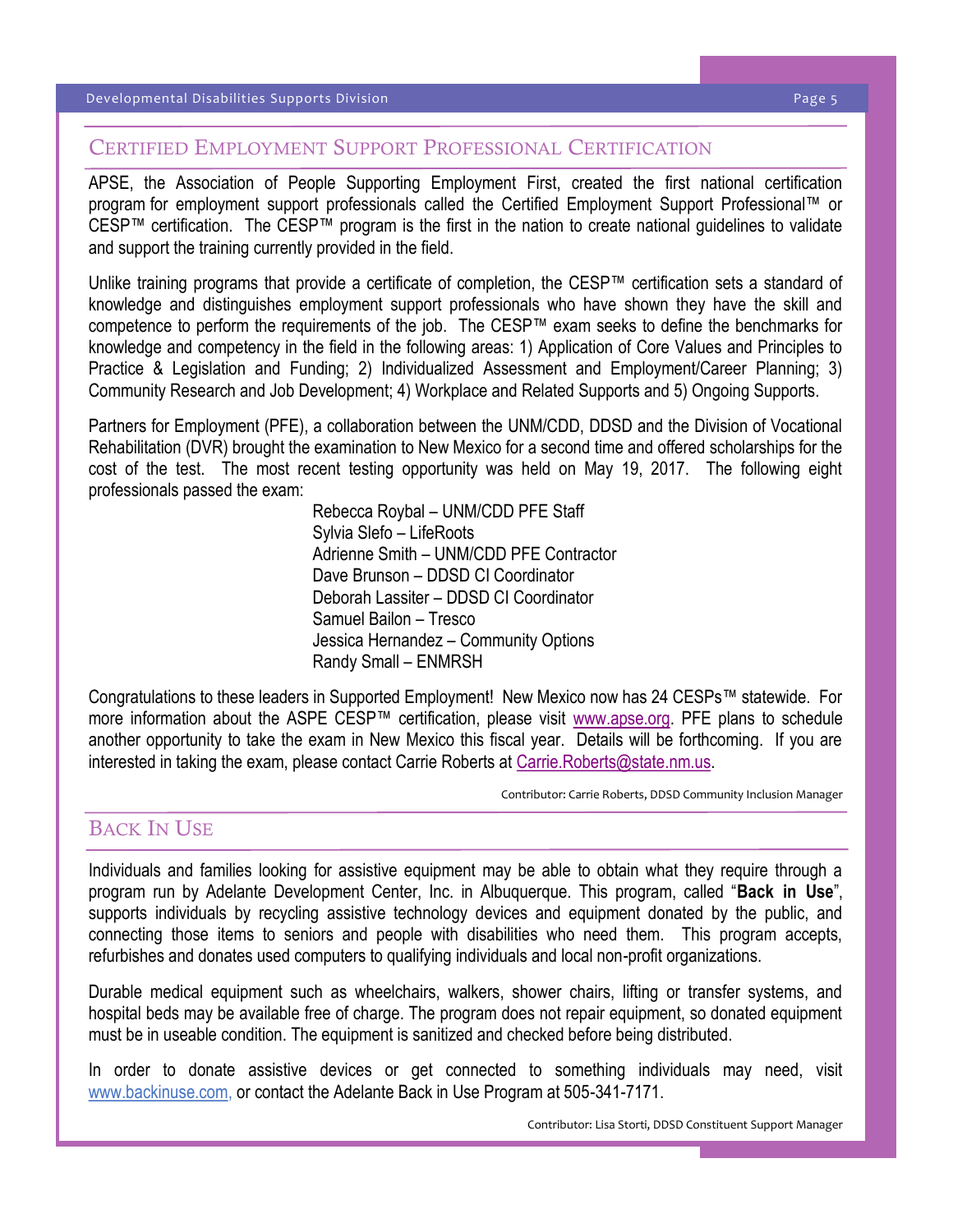## Certified Employment Support Professional Certification

APSE, the Association of People Supporting Employment First, created the first national certification program for employment support professionals called the Certified Employment Support Professional™ or CESP™ certification. The CESP™ program is the first in the nation to create national guidelines to validate and support the training currently provided in the field.

Unlike training programs that provide a certificate of completion, the CESP™ certification sets a standard of knowledge and distinguishes employment support professionals who have shown they have the skill and competence to perform the requirements of the job. The CESP™ exam seeks to define the benchmarks for knowledge and competency in the field in the following areas: 1) Application of Core Values and Principles to Practice & Legislation and Funding; 2) Individualized Assessment and Employment/Career Planning; 3) Community Research and Job Development; 4) Workplace and Related Supports and 5) Ongoing Supports.

Partners for Employment (PFE), a collaboration between the UNM/CDD, DDSD and the Division of Vocational Rehabilitation (DVR) brought the examination to New Mexico for a second time and offered scholarships for the cost of the test. The most recent testing opportunity was held on May 19, 2017. The following eight professionals passed the exam:

Rebecca Roybal – UNM/CDD PFE Staff
Sylvia Slefo – LifeRoots
Adrienne Smith – UNM/CDD PFE Contractor
Dave Brunson – DDSD CI Coordinator
Deborah Lassiter – DDSD CI Coordinator
Samuel Bailon – Tresco
Jessica Hernandez – Community Options
Randy Small – ENMRSH

Congratulations to these leaders in Supported Employment! New Mexico now has 24 CESPs™ statewide. For more information about the ASPE CESP™ certification, please visit www.apse.org. PFE plans to schedule another opportunity to take the exam in New Mexico this fiscal year. Details will be forthcoming. If you are interested in taking the exam, please contact Carrie Roberts at Carrie.Roberts@state.nm.us.

Contributor: Carrie Roberts, DDSD Community Inclusion Manager

## Back In Use

Individuals and families looking for assistive equipment may be able to obtain what they require through a program run by Adelante Development Center, Inc. in Albuquerque. This program, called "**Back in Use**", supports individuals by recycling assistive technology devices and equipment donated by the public, and connecting those items to seniors and people with disabilities who need them. This program accepts, refurbishes and donates used computers to qualifying individuals and local non-profit organizations.

Durable medical equipment such as wheelchairs, walkers, shower chairs, lifting or transfer systems, and hospital beds may be available free of charge. The program does not repair equipment, so donated equipment must be in useable condition. The equipment is sanitized and checked before being distributed.

In order to donate assistive devices or get connected to something individuals may need, visit www.backinuse.com, or contact the Adelante Back in Use Program at 505-341-7171.

Contributor: Lisa Storti, DDSD Constituent Support Manager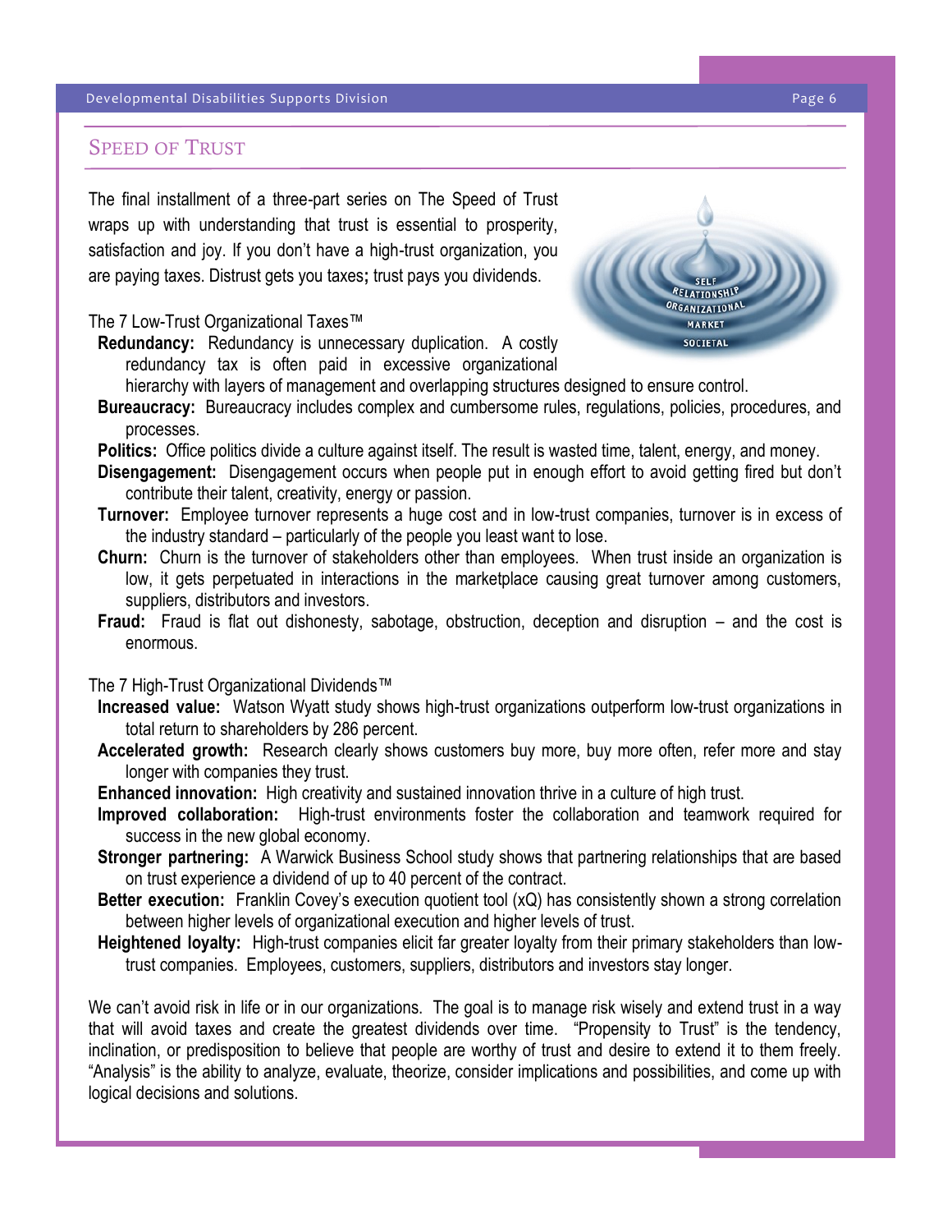## Speed of Trust

The final installment of a three-part series on The Speed of Trust wraps up with understanding that trust is essential to prosperity, satisfaction and joy. If you don't have a high-trust organization, you are paying taxes. Distrust gets you taxes**;** trust pays you dividends.

The 7 Low-Trust Organizational Taxes™

- **Redundancy:** Redundancy is unnecessary duplication. A costly redundancy tax is often paid in excessive organizational hierarchy with layers of management and overlapping structures designed to ensure control.
- **Bureaucracy:** Bureaucracy includes complex and cumbersome rules, regulations, policies, procedures, and processes.
- **Politics:** Office politics divide a culture against itself. The result is wasted time, talent, energy, and money.
- **Disengagement:** Disengagement occurs when people put in enough effort to avoid getting fired but don't contribute their talent, creativity, energy or passion.
- **Turnover:** Employee turnover represents a huge cost and in low-trust companies, turnover is in excess of the industry standard – particularly of the people you least want to lose.
- **Churn:** Churn is the turnover of stakeholders other than employees. When trust inside an organization is low, it gets perpetuated in interactions in the marketplace causing great turnover among customers, suppliers, distributors and investors.
- **Fraud:** Fraud is flat out dishonesty, sabotage, obstruction, deception and disruption – and the cost is enormous.

The 7 High-Trust Organizational Dividends™

- **Increased value:** Watson Wyatt study shows high-trust organizations outperform low-trust organizations in total return to shareholders by 286 percent.
- **Accelerated growth:** Research clearly shows customers buy more, buy more often, refer more and stay longer with companies they trust.
- **Enhanced innovation:** High creativity and sustained innovation thrive in a culture of high trust.
- **Improved collaboration:** High-trust environments foster the collaboration and teamwork required for success in the new global economy.
- **Stronger partnering:** A Warwick Business School study shows that partnering relationships that are based on trust experience a dividend of up to 40 percent of the contract.
- **Better execution:** Franklin Covey's execution quotient tool (xQ) has consistently shown a strong correlation between higher levels of organizational execution and higher levels of trust.
- **Heightened loyalty:** High-trust companies elicit far greater loyalty from their primary stakeholders than low-trust companies. Employees, customers, suppliers, distributors and investors stay longer.

We can't avoid risk in life or in our organizations. The goal is to manage risk wisely and extend trust in a way that will avoid taxes and create the greatest dividends over time. "Propensity to Trust" is the tendency, inclination, or predisposition to believe that people are worthy of trust and desire to extend it to them freely. "Analysis" is the ability to analyze, evaluate, theorize, consider implications and possibilities, and come up with logical decisions and solutions.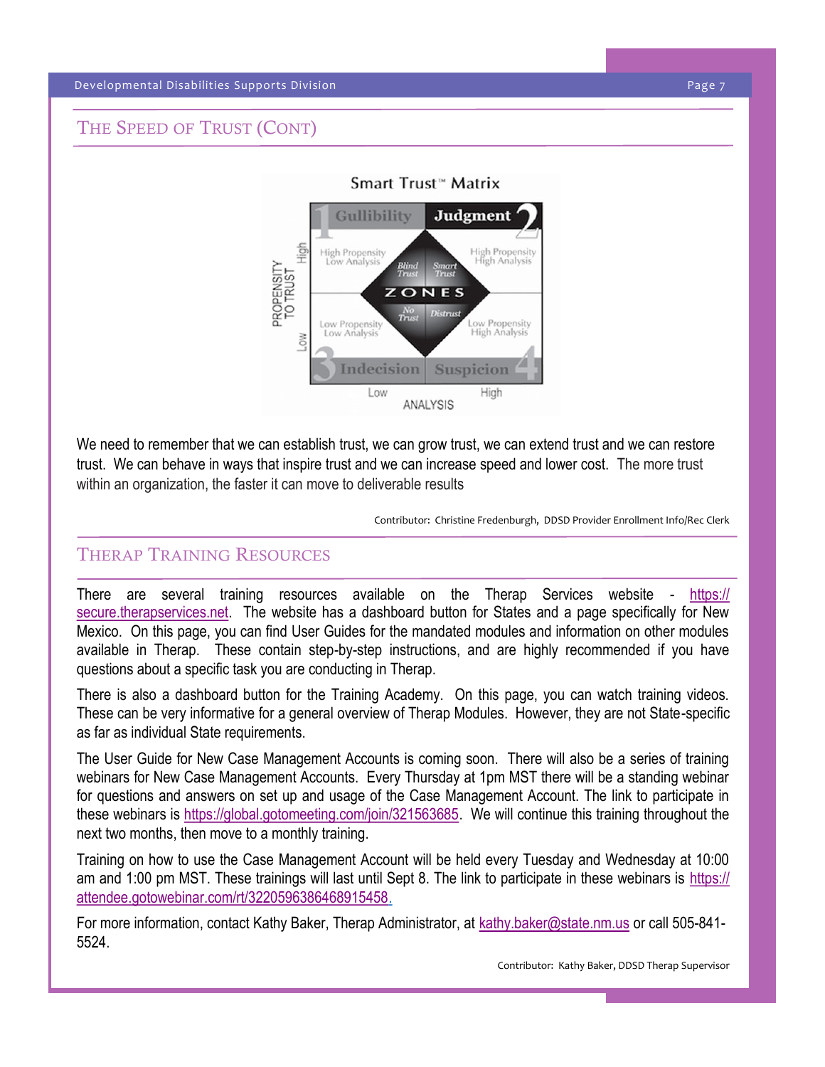## THE SPEED OF TRUST (CONT)

Smart Trust™ Matrix

| | Low Analysis | High Analysis |
|---|---|---|
| **High Propensity to Trust** | 1 Gullibility — High Propensity, Low Analysis (Blind Trust) | 2 Judgment — High Propensity, High Analysis (Smart Trust) |
| **Low Propensity to Trust** | 3 Indecision — Low Propensity, Low Analysis (No Trust) | 4 Suspicion — Low Propensity, High Analysis (Distrust) |

We need to remember that we can establish trust, we can grow trust, we can extend trust and we can restore trust. We can behave in ways that inspire trust and we can increase speed and lower cost. The more trust within an organization, the faster it can move to deliverable results

Contributor: Christine Fredenburgh, DDSD Provider Enrollment Info/Rec Clerk

## THERAP TRAINING RESOURCES

There are several training resources available on the Therap Services website - https://secure.therapservices.net. The website has a dashboard button for States and a page specifically for New Mexico. On this page, you can find User Guides for the mandated modules and information on other modules available in Therap. These contain step-by-step instructions, and are highly recommended if you have questions about a specific task you are conducting in Therap.

There is also a dashboard button for the Training Academy. On this page, you can watch training videos. These can be very informative for a general overview of Therap Modules. However, they are not State-specific as far as individual State requirements.

The User Guide for New Case Management Accounts is coming soon. There will also be a series of training webinars for New Case Management Accounts. Every Thursday at 1pm MST there will be a standing webinar for questions and answers on set up and usage of the Case Management Account. The link to participate in these webinars is https://global.gotomeeting.com/join/321563685. We will continue this training throughout the next two months, then move to a monthly training.

Training on how to use the Case Management Account will be held every Tuesday and Wednesday at 10:00 am and 1:00 pm MST. These trainings will last until Sept 8. The link to participate in these webinars is https://attendee.gotowebinar.com/rt/3220596386468915458.

For more information, contact Kathy Baker, Therap Administrator, at kathy.baker@state.nm.us or call 505-841-5524.

Contributor: Kathy Baker, DDSD Therap Supervisor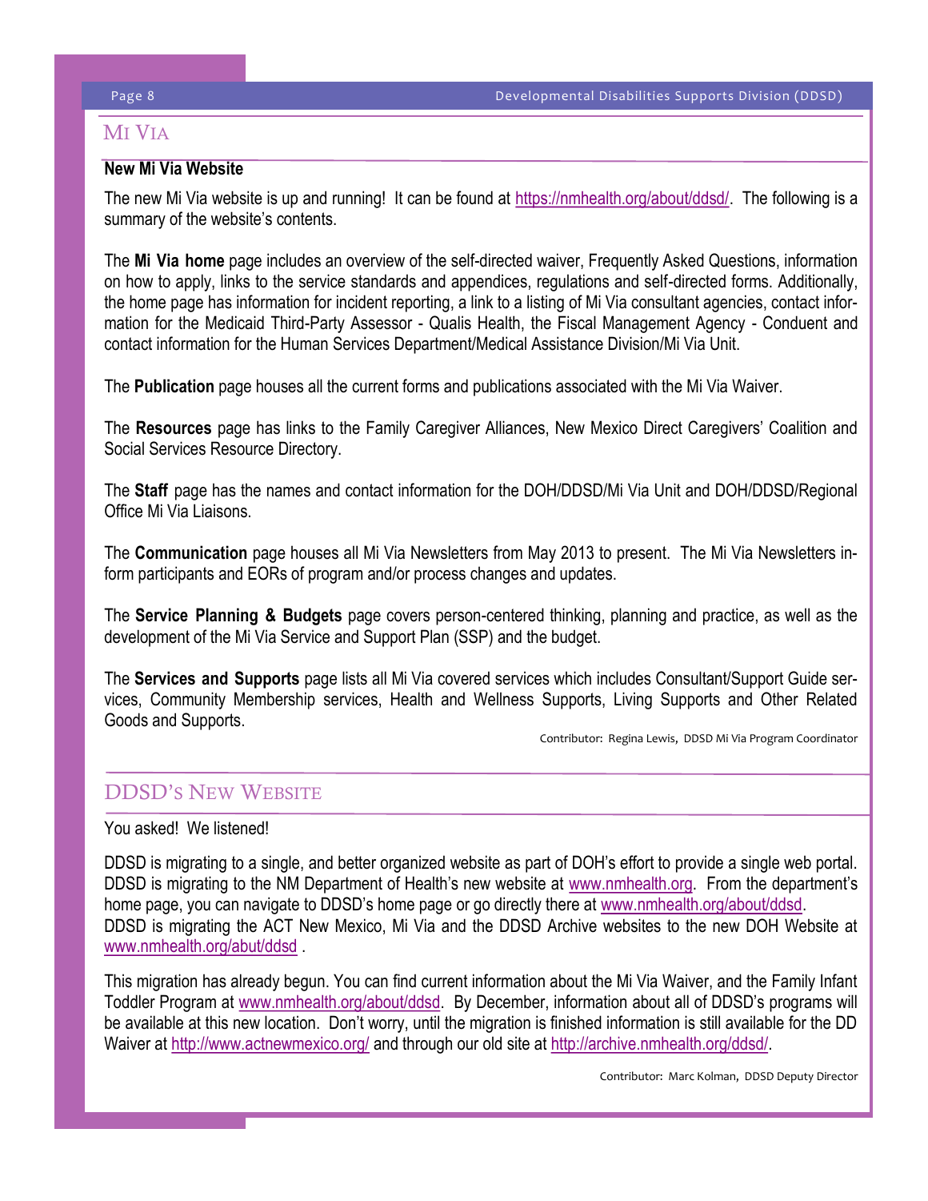## MI VIA

### New Mi Via Website

The new Mi Via website is up and running! It can be found at https://nmhealth.org/about/ddsd/. The following is a summary of the website's contents.

The **Mi Via home** page includes an overview of the self-directed waiver, Frequently Asked Questions, information on how to apply, links to the service standards and appendices, regulations and self-directed forms. Additionally, the home page has information for incident reporting, a link to a listing of Mi Via consultant agencies, contact information for the Medicaid Third-Party Assessor - Qualis Health, the Fiscal Management Agency - Conduent and contact information for the Human Services Department/Medical Assistance Division/Mi Via Unit.

The **Publication** page houses all the current forms and publications associated with the Mi Via Waiver.

The **Resources** page has links to the Family Caregiver Alliances, New Mexico Direct Caregivers' Coalition and Social Services Resource Directory.

The **Staff** page has the names and contact information for the DOH/DDSD/Mi Via Unit and DOH/DDSD/Regional Office Mi Via Liaisons.

The **Communication** page houses all Mi Via Newsletters from May 2013 to present. The Mi Via Newsletters inform participants and EORs of program and/or process changes and updates.

The **Service Planning & Budgets** page covers person-centered thinking, planning and practice, as well as the development of the Mi Via Service and Support Plan (SSP) and the budget.

The **Services and Supports** page lists all Mi Via covered services which includes Consultant/Support Guide services, Community Membership services, Health and Wellness Supports, Living Supports and Other Related Goods and Supports.

Contributor: Regina Lewis, DDSD Mi Via Program Coordinator

## DDSD'S NEW WEBSITE

You asked! We listened!

DDSD is migrating to a single, and better organized website as part of DOH's effort to provide a single web portal. DDSD is migrating to the NM Department of Health's new website at www.nmhealth.org. From the department's home page, you can navigate to DDSD's home page or go directly there at www.nmhealth.org/about/ddsd.
DDSD is migrating the ACT New Mexico, Mi Via and the DDSD Archive websites to the new DOH Website at www.nmhealth.org/abut/ddsd .

This migration has already begun. You can find current information about the Mi Via Waiver, and the Family Infant Toddler Program at www.nmhealth.org/about/ddsd. By December, information about all of DDSD's programs will be available at this new location. Don't worry, until the migration is finished information is still available for the DD Waiver at http://www.actnewmexico.org/ and through our old site at http://archive.nmhealth.org/ddsd/.

Contributor: Marc Kolman, DDSD Deputy Director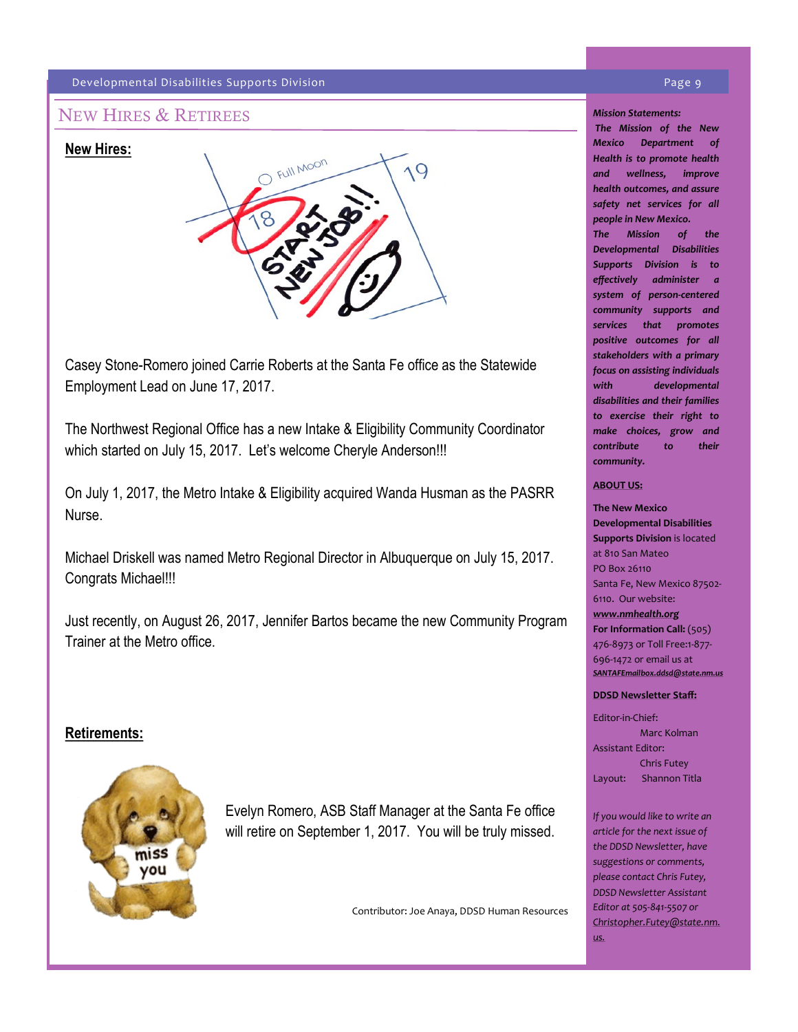# New Hires & Retirees

## New Hires:

Casey Stone-Romero joined Carrie Roberts at the Santa Fe office as the Statewide Employment Lead on June 17, 2017.

The Northwest Regional Office has a new Intake & Eligibility Community Coordinator which started on July 15, 2017. Let's welcome Cheryle Anderson!!!

On July 1, 2017, the Metro Intake & Eligibility acquired Wanda Husman as the PASRR Nurse.

Michael Driskell was named Metro Regional Director in Albuquerque on July 15, 2017. Congrats Michael!!!

Just recently, on August 26, 2017, Jennifer Bartos became the new Community Program Trainer at the Metro office.

## Retirements:

Evelyn Romero, ASB Staff Manager at the Santa Fe office will retire on September 1, 2017. You will be truly missed.

Contributor: Joe Anaya, DDSD Human Resources

***Mission Statements:***

***The Mission of the New Mexico Department of Health is to promote health and wellness, improve health outcomes, and assure safety net services for all people in New Mexico.***

***The Mission of the Developmental Disabilities Supports Division is to effectively administer a system of person-centered community supports and services that promotes positive outcomes for all stakeholders with a primary focus on assisting individuals with developmental disabilities and their families to exercise their right to make choices, grow and contribute to their community.***

**ABOUT US:**

**The New Mexico Developmental Disabilities Supports Division** is located at 810 San Mateo PO Box 26110 Santa Fe, New Mexico 87502-6110. Our website: **www.nmhealth.org**
**For Information Call:** (505) 476-8973 or Toll Free:1-877-696-1472 or email us at **SANTAFEmailbox.ddsd@state.nm.us**

**DDSD Newsletter Staff:**

Editor-in-Chief: Marc Kolman
Assistant Editor: Chris Futey
Layout: Shannon Titla

*If you would like to write an article for the next issue of the DDSD Newsletter, have suggestions or comments, please contact Chris Futey, DDSD Newsletter Assistant Editor at 505-841-5507 or Christopher.Futey@state.nm.us.*